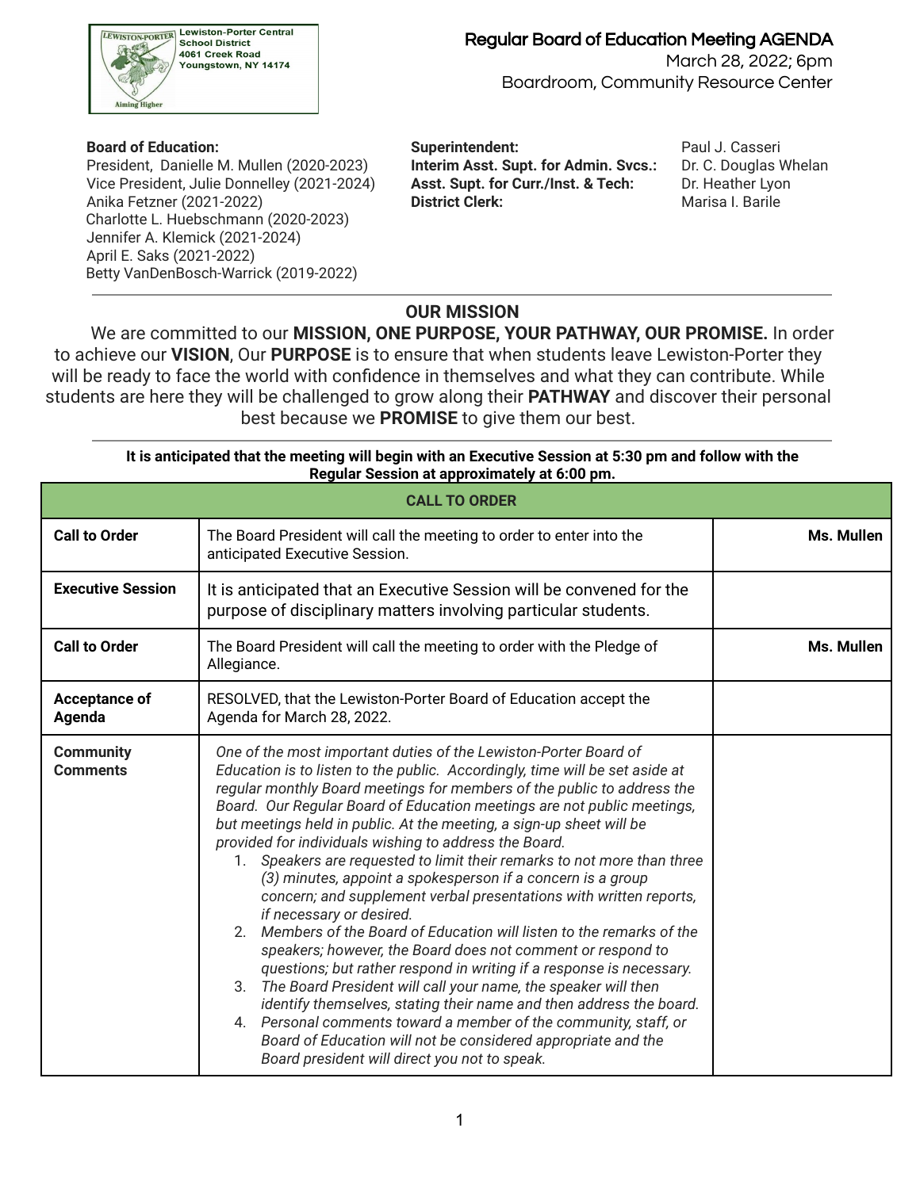Lewiston-Porter Central School District
4061 Creek Road
Youngstown, NY 14174

# Regular Board of Education Meeting AGENDA

March 28, 2022; 6pm
Boardroom, Community Resource Center

**Board of Education:**
President, Danielle M. Mullen (2020-2023)
Vice President, Julie Donnelley (2021-2024)
Anika Fetzner (2021-2022)
Charlotte L. Huebschmann (2020-2023)
Jennifer A. Klemick (2021-2024)
April E. Saks (2021-2022)
Betty VanDenBosch-Warrick (2019-2022)

**Superintendent:** Paul J. Casseri
**Interim Asst. Supt. for Admin. Svcs.:** Dr. C. Douglas Whelan
**Asst. Supt. for Curr./Inst. & Tech:** Dr. Heather Lyon
**District Clerk:** Marisa I. Barile

---

## OUR MISSION

We are committed to our **MISSION, ONE PURPOSE, YOUR PATHWAY, OUR PROMISE.** In order to achieve our **VISION**, Our **PURPOSE** is to ensure that when students leave Lewiston-Porter they will be ready to face the world with confidence in themselves and what they can contribute. While students are here they will be challenged to grow along their **PATHWAY** and discover their personal best because we **PROMISE** to give them our best.

---

**It is anticipated that the meeting will begin with an Executive Session at 5:30 pm and follow with the Regular Session at approximately at 6:00 pm.**

| CALL TO ORDER | | |
|---|---|---|
| **Call to Order** | The Board President will call the meeting to order to enter into the anticipated Executive Session. | **Ms. Mullen** |
| **Executive Session** | It is anticipated that an Executive Session will be convened for the purpose of disciplinary matters involving particular students. | |
| **Call to Order** | The Board President will call the meeting to order with the Pledge of Allegiance. | **Ms. Mullen** |
| **Acceptance of Agenda** | RESOLVED, that the Lewiston-Porter Board of Education accept the Agenda for March 28, 2022. | |
| **Community Comments** | *One of the most important duties of the Lewiston-Porter Board of Education is to listen to the public. Accordingly, time will be set aside at regular monthly Board meetings for members of the public to address the Board. Our Regular Board of Education meetings are not public meetings, but meetings held in public. At the meeting, a sign-up sheet will be provided for individuals wishing to address the Board.* <br>1. *Speakers are requested to limit their remarks to not more than three (3) minutes, appoint a spokesperson if a concern is a group concern; and supplement verbal presentations with written reports, if necessary or desired.* <br>2. *Members of the Board of Education will listen to the remarks of the speakers; however, the Board does not comment or respond to questions; but rather respond in writing if a response is necessary.* <br>3. *The Board President will call your name, the speaker will then identify themselves, stating their name and then address the board.* <br>4. *Personal comments toward a member of the community, staff, or Board of Education will not be considered appropriate and the Board president will direct you not to speak.* | |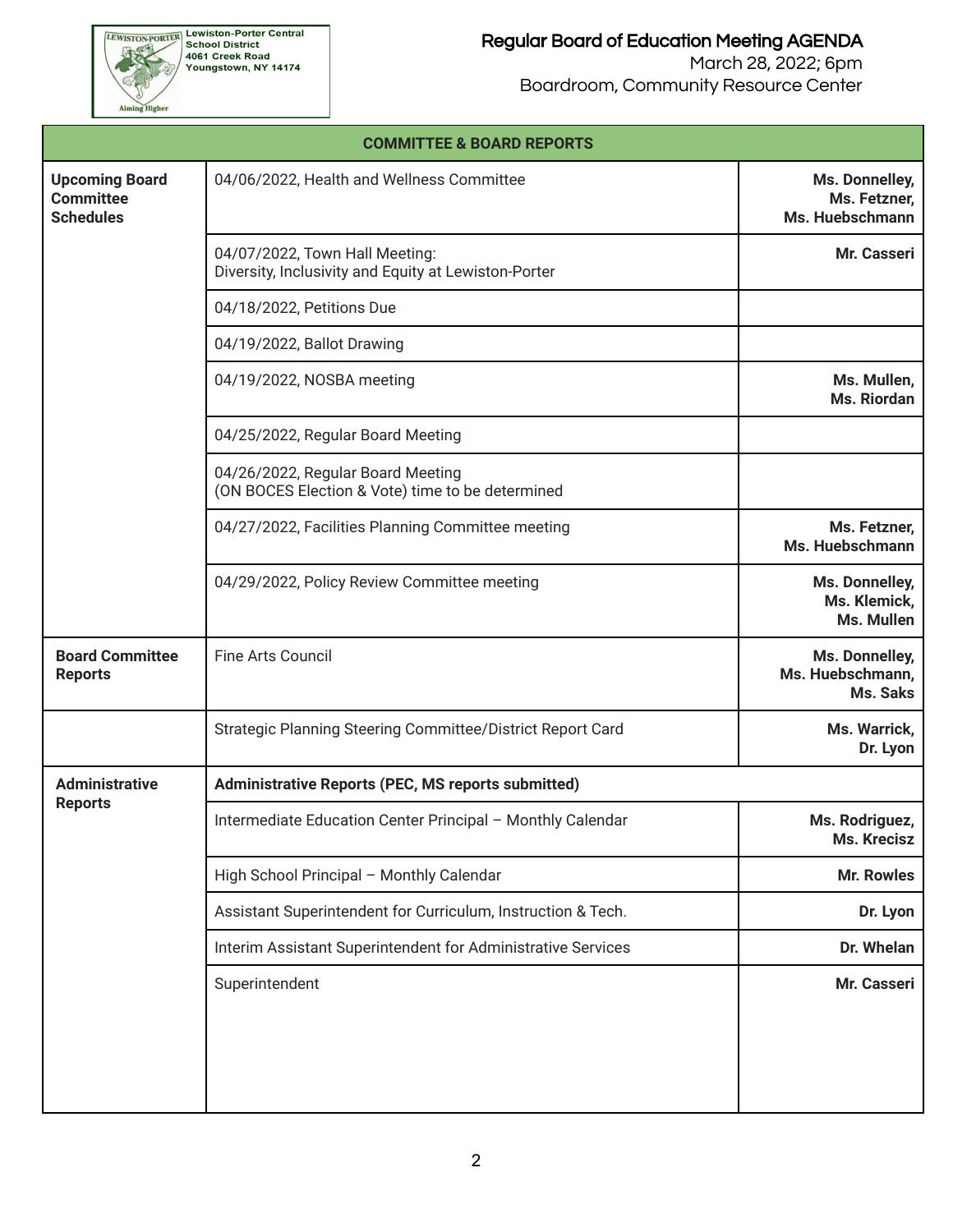Lewiston-Porter Central School District
4061 Creek Road
Youngstown, NY 14174

# Regular Board of Education Meeting AGENDA

March 28, 2022; 6pm
Boardroom, Community Resource Center

| COMMITTEE & BOARD REPORTS | | |
|---|---|---|
| **Upcoming Board Committee Schedules** | 04/06/2022, Health and Wellness Committee | **Ms. Donnelley, Ms. Fetzner, Ms. Huebschmann** |
| | 04/07/2022, Town Hall Meeting: Diversity, Inclusivity and Equity at Lewiston-Porter | **Mr. Casseri** |
| | 04/18/2022, Petitions Due | |
| | 04/19/2022, Ballot Drawing | |
| | 04/19/2022, NOSBA meeting | **Ms. Mullen, Ms. Riordan** |
| | 04/25/2022, Regular Board Meeting | |
| | 04/26/2022, Regular Board Meeting (ON BOCES Election & Vote) time to be determined | |
| | 04/27/2022, Facilities Planning Committee meeting | **Ms. Fetzner, Ms. Huebschmann** |
| | 04/29/2022, Policy Review Committee meeting | **Ms. Donnelley, Ms. Klemick, Ms. Mullen** |
| **Board Committee Reports** | Fine Arts Council | **Ms. Donnelley, Ms. Huebschmann, Ms. Saks** |
| | Strategic Planning Steering Committee/District Report Card | **Ms. Warrick, Dr. Lyon** |
| **Administrative Reports** | **Administrative Reports (PEC, MS reports submitted)** | |
| | Intermediate Education Center Principal – Monthly Calendar | **Ms. Rodriguez, Ms. Krecisz** |
| | High School Principal – Monthly Calendar | **Mr. Rowles** |
| | Assistant Superintendent for Curriculum, Instruction & Tech. | **Dr. Lyon** |
| | Interim Assistant Superintendent for Administrative Services | **Dr. Whelan** |
| | Superintendent | **Mr. Casseri** |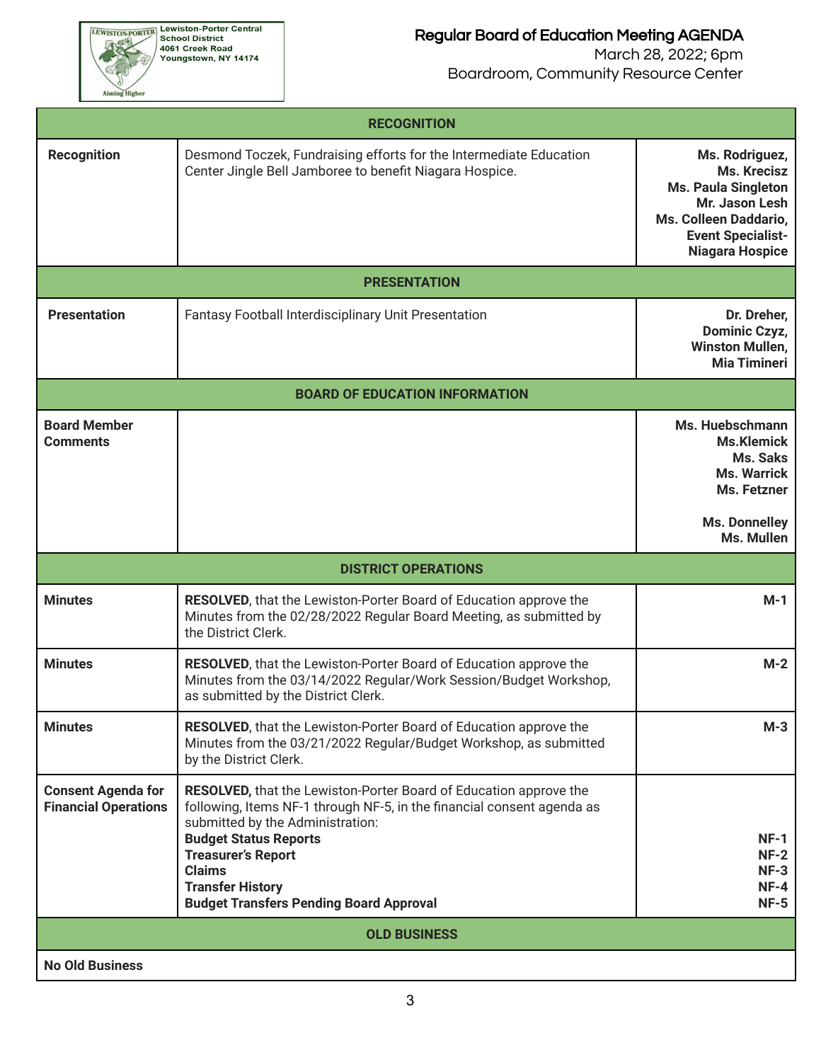| RECOGNITION | | |
|---|---|---|
| **Recognition** | Desmond Toczek, Fundraising efforts for the Intermediate Education Center Jingle Bell Jamboree to benefit Niagara Hospice. | **Ms. Rodriguez, Ms. Krecisz Ms. Paula Singleton Mr. Jason Lesh Ms. Colleen Daddario, Event Specialist- Niagara Hospice** |
| **PRESENTATION** | | |
| **Presentation** | Fantasy Football Interdisciplinary Unit Presentation | **Dr. Dreher, Dominic Czyz, Winston Mullen, Mia Timineri** |
| **BOARD OF EDUCATION INFORMATION** | | |
| **Board Member Comments** | | **Ms. Huebschmann Ms.Klemick Ms. Saks Ms. Warrick Ms. Fetzner**<br><br>**Ms. Donnelley Ms. Mullen** |
| **DISTRICT OPERATIONS** | | |
| **Minutes** | **RESOLVED**, that the Lewiston-Porter Board of Education approve the Minutes from the 02/28/2022 Regular Board Meeting, as submitted by the District Clerk. | **M-1** |
| **Minutes** | **RESOLVED**, that the Lewiston-Porter Board of Education approve the Minutes from the 03/14/2022 Regular/Work Session/Budget Workshop, as submitted by the District Clerk. | **M-2** |
| **Minutes** | **RESOLVED**, that the Lewiston-Porter Board of Education approve the Minutes from the 03/21/2022 Regular/Budget Workshop, as submitted by the District Clerk. | **M-3** |
| **Consent Agenda for Financial Operations** | **RESOLVED,** that the Lewiston-Porter Board of Education approve the following, Items NF-1 through NF-5, in the financial consent agenda as submitted by the Administration:<br>**Budget Status Reports**<br>**Treasurer's Report**<br>**Claims**<br>**Transfer History**<br>**Budget Transfers Pending Board Approval** | <br><br><br>**NF-1**<br>**NF-2**<br>**NF-3**<br>**NF-4**<br>**NF-5** |
| **OLD BUSINESS** | | |
| **No Old Business** | | |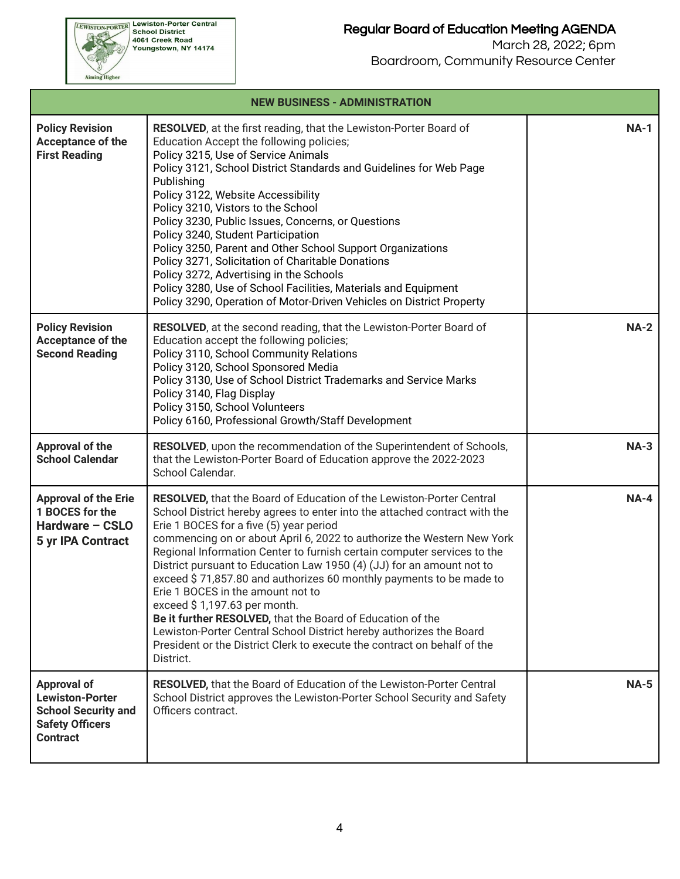| NEW BUSINESS - ADMINISTRATION | | |
|---|---|---|
| **Policy Revision Acceptance of the First Reading** | **RESOLVED**, at the first reading, that the Lewiston-Porter Board of Education Accept the following policies;<br>Policy 3215, Use of Service Animals<br>Policy 3121, School District Standards and Guidelines for Web Page Publishing<br>Policy 3122, Website Accessibility<br>Policy 3210, Vistors to the School<br>Policy 3230, Public Issues, Concerns, or Questions<br>Policy 3240, Student Participation<br>Policy 3250, Parent and Other School Support Organizations<br>Policy 3271, Solicitation of Charitable Donations<br>Policy 3272, Advertising in the Schools<br>Policy 3280, Use of School Facilities, Materials and Equipment<br>Policy 3290, Operation of Motor-Driven Vehicles on District Property | **NA-1** |
| **Policy Revision Acceptance of the Second Reading** | **RESOLVED**, at the second reading, that the Lewiston-Porter Board of Education accept the following policies;<br>Policy 3110, School Community Relations<br>Policy 3120, School Sponsored Media<br>Policy 3130, Use of School District Trademarks and Service Marks<br>Policy 3140, Flag Display<br>Policy 3150, School Volunteers<br>Policy 6160, Professional Growth/Staff Development | **NA-2** |
| **Approval of the School Calendar** | **RESOLVED**, upon the recommendation of the Superintendent of Schools, that the Lewiston-Porter Board of Education approve the 2022-2023 School Calendar. | **NA-3** |
| **Approval of the Erie 1 BOCES for the Hardware – CSLO 5 yr IPA Contract** | **RESOLVED,** that the Board of Education of the Lewiston-Porter Central School District hereby agrees to enter into the attached contract with the Erie 1 BOCES for a five (5) year period commencing on or about April 6, 2022 to authorize the Western New York Regional Information Center to furnish certain computer services to the District pursuant to Education Law 1950 (4) (JJ) for an amount not to exceed $ 71,857.80 and authorizes 60 monthly payments to be made to Erie 1 BOCES in the amount not to exceed $ 1,197.63 per month.<br>**Be it further RESOLVED,** that the Board of Education of the Lewiston-Porter Central School District hereby authorizes the Board President or the District Clerk to execute the contract on behalf of the District. | **NA-4** |
| **Approval of Lewiston-Porter School Security and Safety Officers Contract** | **RESOLVED,** that the Board of Education of the Lewiston-Porter Central School District approves the Lewiston-Porter School Security and Safety Officers contract. | **NA-5** |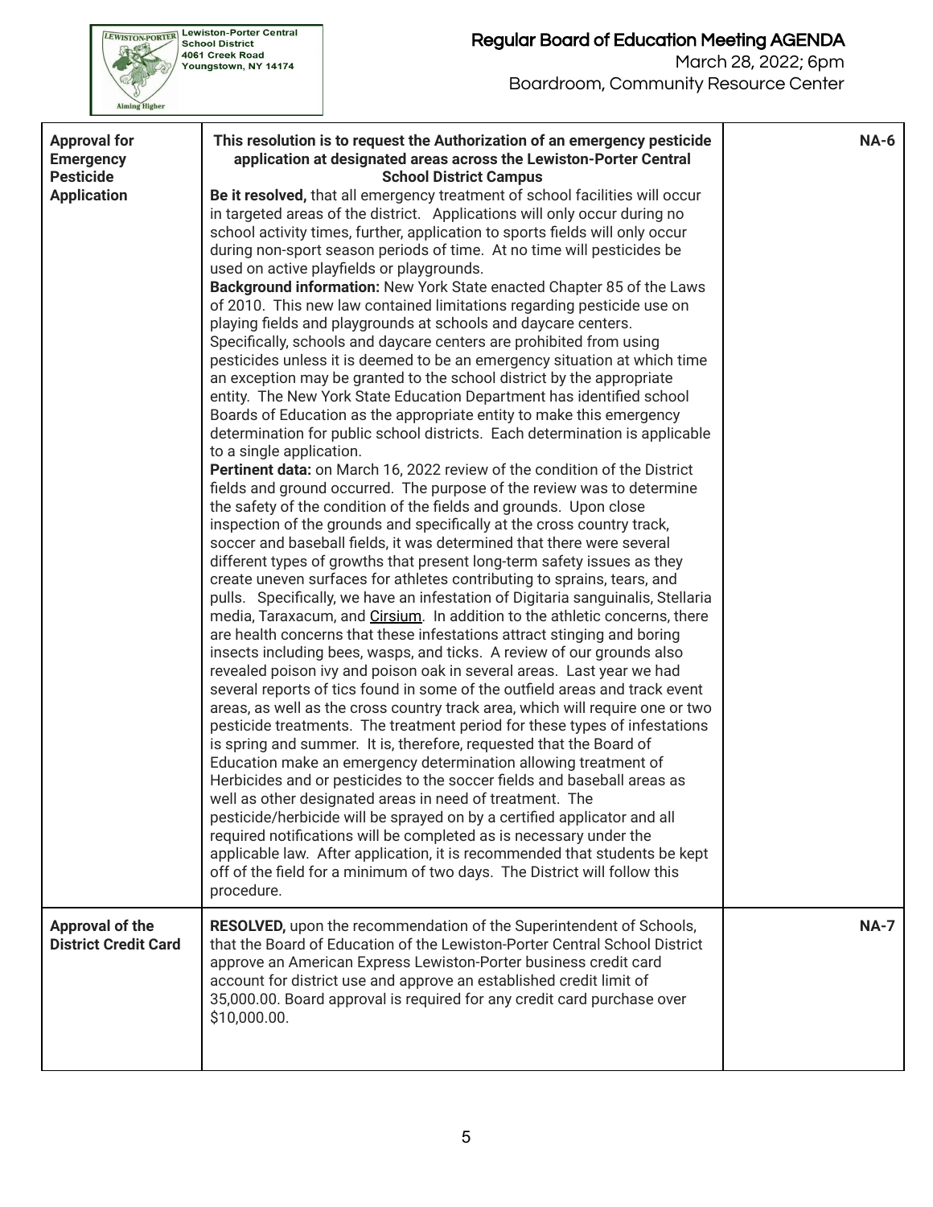| | | |
|---|---|---|
| **Approval for Emergency Pesticide Application** | **This resolution is to request the Authorization of an emergency pesticide application at designated areas across the Lewiston-Porter Central School District Campus**<br>**Be it resolved,** that all emergency treatment of school facilities will occur in targeted areas of the district. Applications will only occur during no school activity times, further, application to sports fields will only occur during non-sport season periods of time. At no time will pesticides be used on active playfields or playgrounds.<br>**Background information:** New York State enacted Chapter 85 of the Laws of 2010. This new law contained limitations regarding pesticide use on playing fields and playgrounds at schools and daycare centers. Specifically, schools and daycare centers are prohibited from using pesticides unless it is deemed to be an emergency situation at which time an exception may be granted to the school district by the appropriate entity. The New York State Education Department has identified school Boards of Education as the appropriate entity to make this emergency determination for public school districts. Each determination is applicable to a single application.<br>**Pertinent data:** on March 16, 2022 review of the condition of the District fields and ground occurred. The purpose of the review was to determine the safety of the condition of the fields and grounds. Upon close inspection of the grounds and specifically at the cross country track, soccer and baseball fields, it was determined that there were several different types of growths that present long-term safety issues as they create uneven surfaces for athletes contributing to sprains, tears, and pulls. Specifically, we have an infestation of Digitaria sanguinalis, Stellaria media, Taraxacum, and Cirsium. In addition to the athletic concerns, there are health concerns that these infestations attract stinging and boring insects including bees, wasps, and ticks. A review of our grounds also revealed poison ivy and poison oak in several areas. Last year we had several reports of tics found in some of the outfield areas and track event areas, as well as the cross country track area, which will require one or two pesticide treatments. The treatment period for these types of infestations is spring and summer. It is, therefore, requested that the Board of Education make an emergency determination allowing treatment of Herbicides and or pesticides to the soccer fields and baseball areas as well as other designated areas in need of treatment. The pesticide/herbicide will be sprayed on by a certified applicator and all required notifications will be completed as is necessary under the applicable law. After application, it is recommended that students be kept off of the field for a minimum of two days. The District will follow this procedure. | **NA-6** |
| **Approval of the District Credit Card** | **RESOLVED,** upon the recommendation of the Superintendent of Schools, that the Board of Education of the Lewiston-Porter Central School District approve an American Express Lewiston-Porter business credit card account for district use and approve an established credit limit of 35,000.00. Board approval is required for any credit card purchase over $10,000.00. | **NA-7** |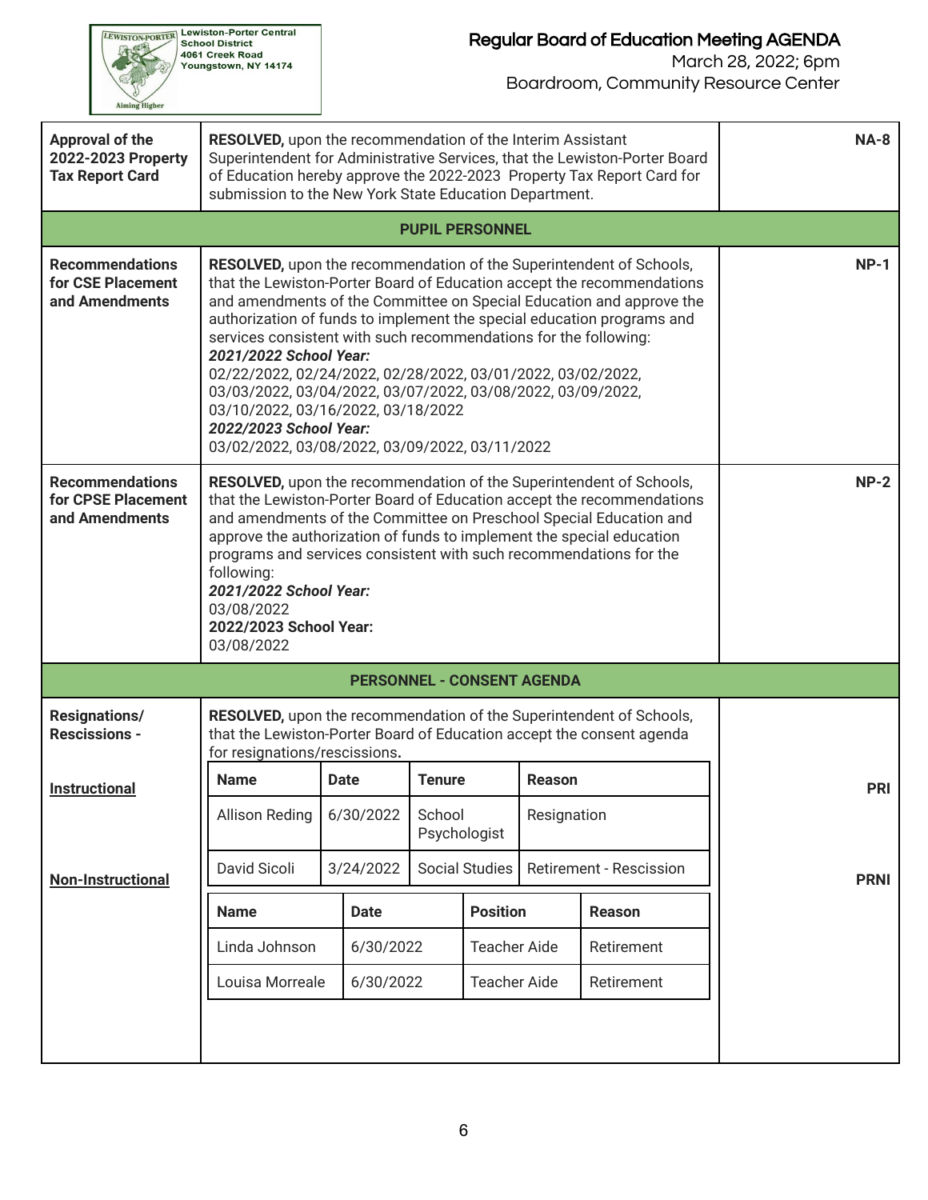| | | |
|---|---|---|
| **Approval of the 2022-2023 Property Tax Report Card** | **RESOLVED,** upon the recommendation of the Interim Assistant Superintendent for Administrative Services, that the Lewiston-Porter Board of Education hereby approve the 2022-2023 Property Tax Report Card for submission to the New York State Education Department. | **NA-8** |
| | **PUPIL PERSONNEL** | |
| **Recommendations for CSE Placement and Amendments** | **RESOLVED,** upon the recommendation of the Superintendent of Schools, that the Lewiston-Porter Board of Education accept the recommendations and amendments of the Committee on Special Education and approve the authorization of funds to implement the special education programs and services consistent with such recommendations for the following: ***2021/2022 School Year:*** 02/22/2022, 02/24/2022, 02/28/2022, 03/01/2022, 03/02/2022, 03/03/2022, 03/04/2022, 03/07/2022, 03/08/2022, 03/09/2022, 03/10/2022, 03/16/2022, 03/18/2022 ***2022/2023 School Year:*** 03/02/2022, 03/08/2022, 03/09/2022, 03/11/2022 | **NP-1** |
| **Recommendations for CPSE Placement and Amendments** | **RESOLVED,** upon the recommendation of the Superintendent of Schools, that the Lewiston-Porter Board of Education accept the recommendations and amendments of the Committee on Preschool Special Education and approve the authorization of funds to implement the special education programs and services consistent with such recommendations for the following: ***2021/2022 School Year:*** 03/08/2022 **2022/2023 School Year:** 03/08/2022 | **NP-2** |
| | **PERSONNEL - CONSENT AGENDA** | |
| **Resignations/ Rescissions -** | **RESOLVED,** upon the recommendation of the Superintendent of Schools, that the Lewiston-Porter Board of Education accept the consent agenda for resignations/rescissions**.** | |

**Instructional** — **PRI**

| Name | Date | Tenure | Reason |
|---|---|---|---|
| Allison Reding | 6/30/2022 | School Psychologist | Resignation |
| David Sicoli | 3/24/2022 | Social Studies | Retirement - Rescission |

**Non-Instructional** — **PRNI**

| Name | Date | Position | Reason |
|---|---|---|---|
| Linda Johnson | 6/30/2022 | Teacher Aide | Retirement |
| Louisa Morreale | 6/30/2022 | Teacher Aide | Retirement |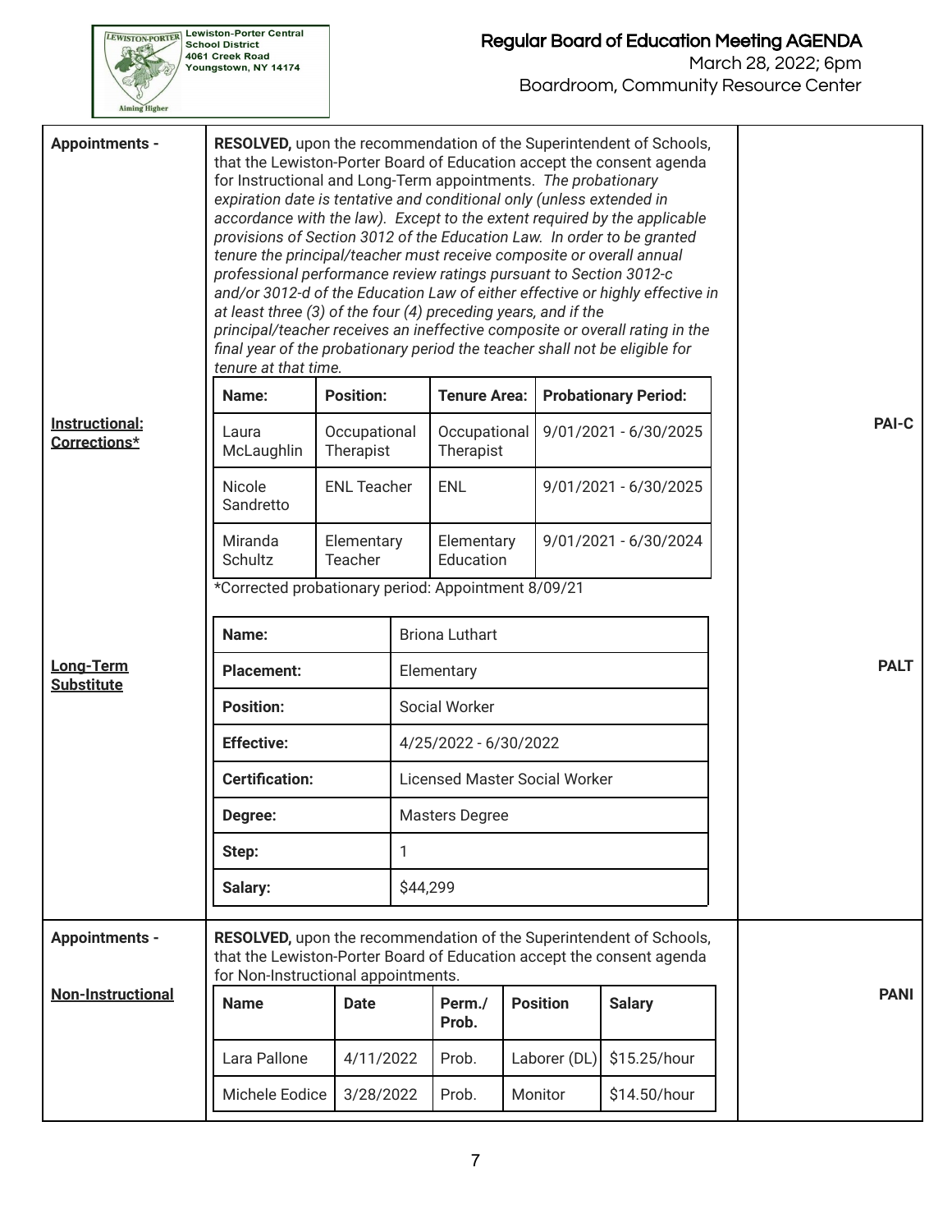**Appointments -**

**RESOLVED,** upon the recommendation of the Superintendent of Schools, that the Lewiston-Porter Board of Education accept the consent agenda for Instructional and Long-Term appointments. *The probationary expiration date is tentative and conditional only (unless extended in accordance with the law). Except to the extent required by the applicable provisions of Section 3012 of the Education Law. In order to be granted tenure the principal/teacher must receive composite or overall annual professional performance review ratings pursuant to Section 3012-c and/or 3012-d of the Education Law of either effective or highly effective in at least three (3) of the four (4) preceding years, and if the principal/teacher receives an ineffective composite or overall rating in the final year of the probationary period the teacher shall not be eligible for tenure at that time.*

**Instructional: Corrections*** — **PAI-C**

| Name: | Position: | Tenure Area: | Probationary Period: |
|---|---|---|---|
| Laura McLaughlin | Occupational Therapist | Occupational Therapist | 9/01/2021 - 6/30/2025 |
| Nicole Sandretto | ENL Teacher | ENL | 9/01/2021 - 6/30/2025 |
| Miranda Schultz | Elementary Teacher | Elementary Education | 9/01/2021 - 6/30/2024 |

*Corrected probationary period: Appointment 8/09/21

**Long-Term Substitute** — **PALT**

| Name: | Briona Luthart |
|---|---|
| **Placement:** | Elementary |
| **Position:** | Social Worker |
| **Effective:** | 4/25/2022 - 6/30/2022 |
| **Certification:** | Licensed Master Social Worker |
| **Degree:** | Masters Degree |
| **Step:** | 1 |
| **Salary:** | $44,299 |

**Appointments -**

**Non-Instructional** — **PANI**

**RESOLVED,** upon the recommendation of the Superintendent of Schools, that the Lewiston-Porter Board of Education accept the consent agenda for Non-Instructional appointments.

| Name | Date | Perm./ Prob. | Position | Salary |
|---|---|---|---|---|
| Lara Pallone | 4/11/2022 | Prob. | Laborer (DL) | $15.25/hour |
| Michele Eodice | 3/28/2022 | Prob. | Monitor | $14.50/hour |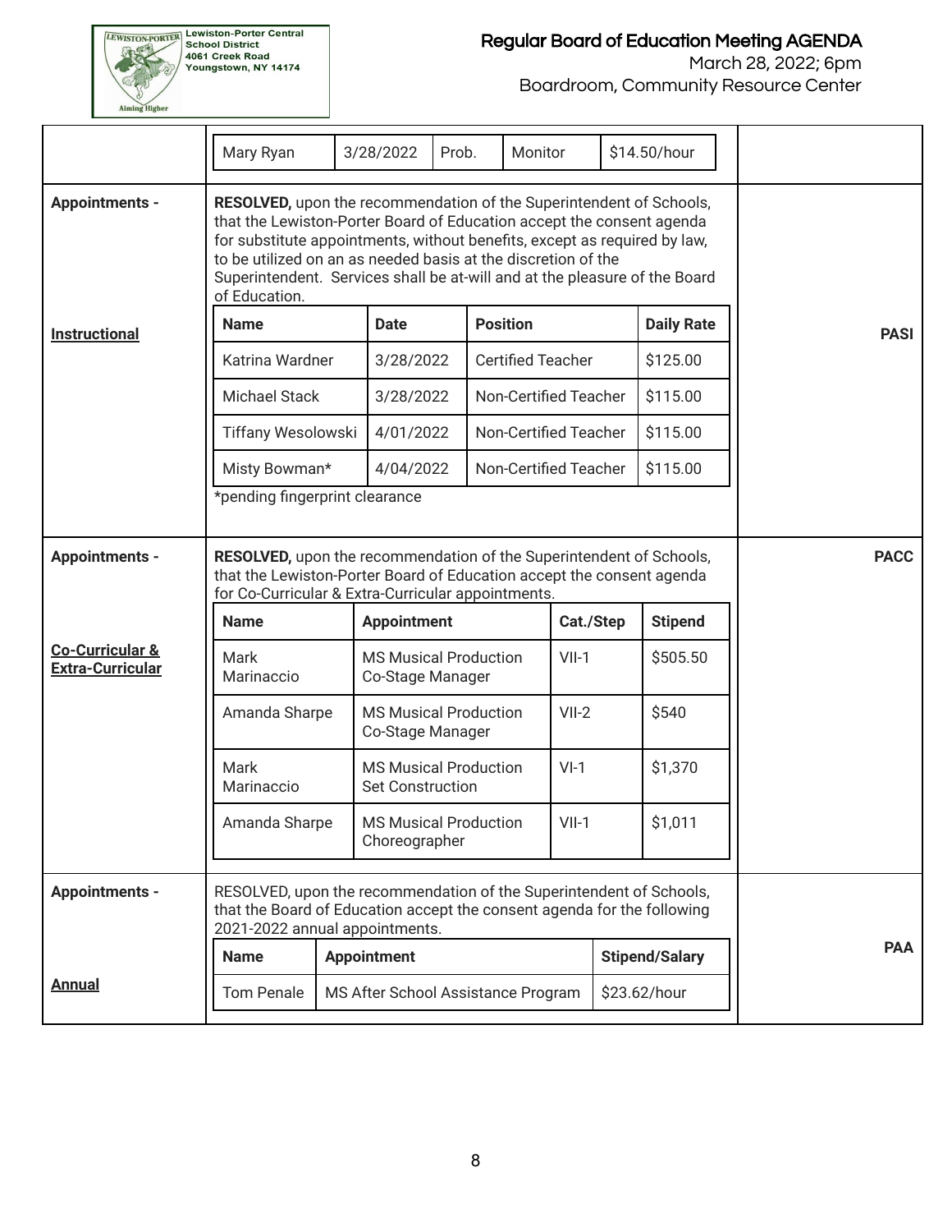| Mary Ryan | 3/28/2022 | Prob. | Monitor | $14.50/hour |
|---|---|---|---|---|

**Appointments -**

**Instructional**

**PASI**

**RESOLVED,** upon the recommendation of the Superintendent of Schools, that the Lewiston-Porter Board of Education accept the consent agenda for substitute appointments, without benefits, except as required by law, to be utilized on an as needed basis at the discretion of the Superintendent. Services shall be at-will and at the pleasure of the Board of Education.

| Name | Date | Position | Daily Rate |
|---|---|---|---|
| Katrina Wardner | 3/28/2022 | Certified Teacher | $125.00 |
| Michael Stack | 3/28/2022 | Non-Certified Teacher | $115.00 |
| Tiffany Wesolowski | 4/01/2022 | Non-Certified Teacher | $115.00 |
| Misty Bowman* | 4/04/2022 | Non-Certified Teacher | $115.00 |

*pending fingerprint clearance

**Appointments -**

**Co-Curricular & Extra-Curricular**

**PACC**

**RESOLVED,** upon the recommendation of the Superintendent of Schools, that the Lewiston-Porter Board of Education accept the consent agenda for Co-Curricular & Extra-Curricular appointments.

| Name | Appointment | Cat./Step | Stipend |
|---|---|---|---|
| Mark Marinaccio | MS Musical Production Co-Stage Manager | VII-1 | $505.50 |
| Amanda Sharpe | MS Musical Production Co-Stage Manager | VII-2 | $540 |
| Mark Marinaccio | MS Musical Production Set Construction | VI-1 | $1,370 |
| Amanda Sharpe | MS Musical Production Choreographer | VII-1 | $1,011 |

**Appointments -**

**Annual**

**PAA**

RESOLVED, upon the recommendation of the Superintendent of Schools, that the Board of Education accept the consent agenda for the following 2021-2022 annual appointments.

| Name | Appointment | Stipend/Salary |
|---|---|---|
| Tom Penale | MS After School Assistance Program | $23.62/hour |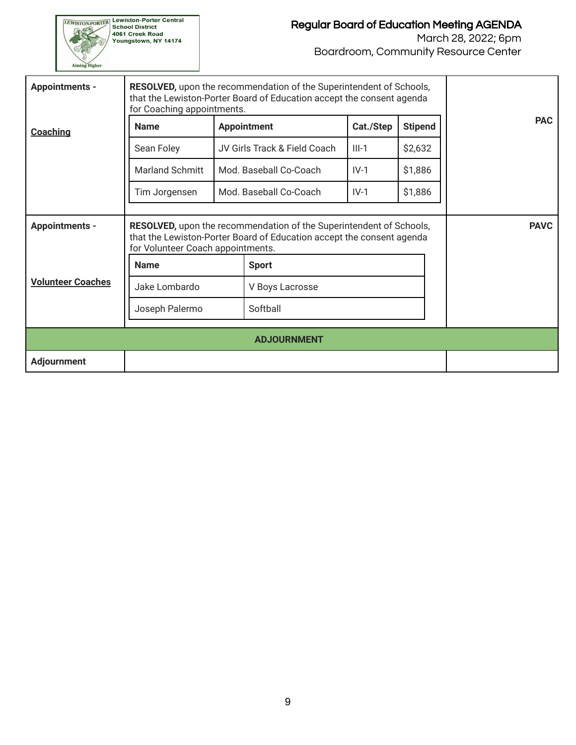| | | |
|---|---|---|
| **Appointments -** <br><br> **Coaching** | **RESOLVED,** upon the recommendation of the Superintendent of Schools, that the Lewiston-Porter Board of Education accept the consent agenda for Coaching appointments. | **PAC** |

| Name | Appointment | Cat./Step | Stipend |
|---|---|---|---|
| Sean Foley | JV Girls Track & Field Coach | III-1 | $2,632 |
| Marland Schmitt | Mod. Baseball Co-Coach | IV-1 | $1,886 |
| Tim Jorgensen | Mod. Baseball Co-Coach | IV-1 | $1,886 |

| | | |
|---|---|---|
| **Appointments -** <br><br> **Volunteer Coaches** | **RESOLVED,** upon the recommendation of the Superintendent of Schools, that the Lewiston-Porter Board of Education accept the consent agenda for Volunteer Coach appointments. | **PAVC** |

| Name | Sport |
|---|---|
| Jake Lombardo | V Boys Lacrosse |
| Joseph Palermo | Softball |

## ADJOURNMENT

| | | |
|---|---|---|
| **Adjournment** | | |